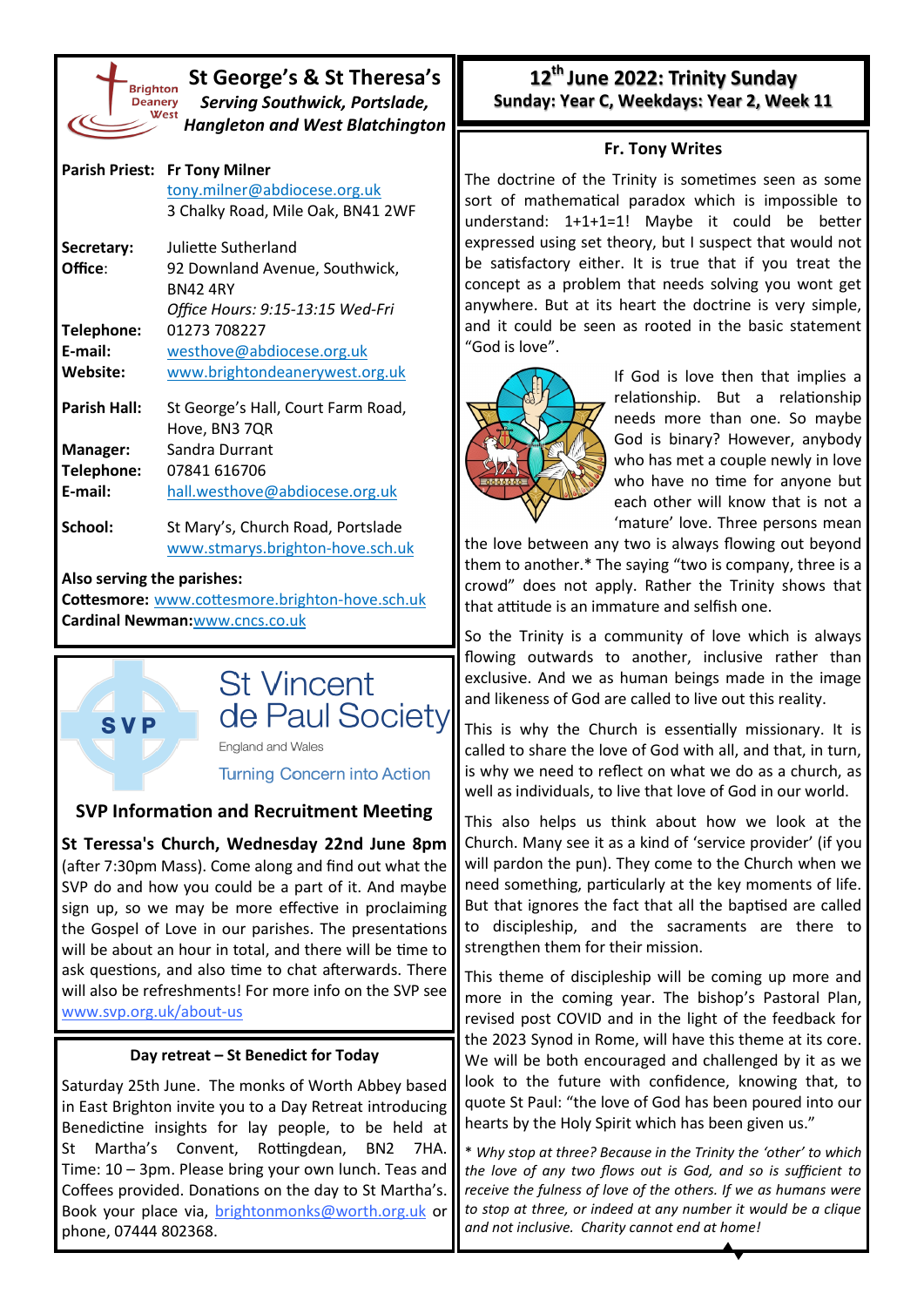# St George's & St Theresa's

***Serving Southwick, Portslade, Hangleton and West Blatchington***

**Parish Priest:** **Fr Tony Milner**
tony.milner@abdiocese.org.uk
3 Chalky Road, Mile Oak, BN41 2WF

**Secretary:** Juliette Sutherland
**Office:** 92 Downland Avenue, Southwick, BN42 4RY
*Office Hours: 9:15-13:15 Wed-Fri*
**Telephone:** 01273 708227
**E-mail:** westhove@abdiocese.org.uk
**Website:** www.brightondeanerywest.org.uk

**Parish Hall:** St George's Hall, Court Farm Road, Hove, BN3 7QR
**Manager:** Sandra Durrant
**Telephone:** 07841 616706
**E-mail:** hall.westhove@abdiocese.org.uk

**School:** St Mary's, Church Road, Portslade
www.stmarys.brighton-hove.sch.uk

**Also serving the parishes:**
**Cottesmore:** www.cottesmore.brighton-hove.sch.uk
**Cardinal Newman:** www.cncs.co.uk

St Vincent de Paul Society
England and Wales
Turning Concern into Action

### SVP Information and Recruitment Meeting

**St Teressa's Church, Wednesday 22nd June 8pm** (after 7:30pm Mass). Come along and find out what the SVP do and how you could be a part of it. And maybe sign up, so we may be more effective in proclaiming the Gospel of Love in our parishes. The presentations will be about an hour in total, and there will be time to ask questions, and also time to chat afterwards. There will also be refreshments! For more info on the SVP see www.svp.org.uk/about-us

### Day retreat – St Benedict for Today

Saturday 25th June. The monks of Worth Abbey based in East Brighton invite you to a Day Retreat introducing Benedictine insights for lay people, to be held at St Martha's Convent, Rottingdean, BN2 7HA. Time: 10 – 3pm. Please bring your own lunch. Teas and Coffees provided. Donations on the day to St Martha's. Book your place via, brightonmonks@worth.org.uk or phone, 07444 802368.

## 12th June 2022: Trinity Sunday

**Sunday: Year C, Weekdays: Year 2, Week 11**

### Fr. Tony Writes

The doctrine of the Trinity is sometimes seen as some sort of mathematical paradox which is impossible to understand: 1+1+1=1! Maybe it could be better expressed using set theory, but I suspect that would not be satisfactory either. It is true that if you treat the concept as a problem that needs solving you wont get anywhere. But at its heart the doctrine is very simple, and it could be seen as rooted in the basic statement "God is love".

If God is love then that implies a relationship. But a relationship needs more than one. So maybe God is binary? However, anybody who has met a couple newly in love who have no time for anyone but each other will know that is not a 'mature' love. Three persons mean the love between any two is always flowing out beyond them to another.* The saying "two is company, three is a crowd" does not apply. Rather the Trinity shows that that attitude is an immature and selfish one.

So the Trinity is a community of love which is always flowing outwards to another, inclusive rather than exclusive. And we as human beings made in the image and likeness of God are called to live out this reality.

This is why the Church is essentially missionary. It is called to share the love of God with all, and that, in turn, is why we need to reflect on what we do as a church, as well as individuals, to live that love of God in our world.

This also helps us think about how we look at the Church. Many see it as a kind of 'service provider' (if you will pardon the pun). They come to the Church when we need something, particularly at the key moments of life. But that ignores the fact that all the baptised are called to discipleship, and the sacraments are there to strengthen them for their mission.

This theme of discipleship will be coming up more and more in the coming year. The bishop's Pastoral Plan, revised post COVID and in the light of the feedback for the 2023 Synod in Rome, will have this theme at its core. We will be both encouraged and challenged by it as we look to the future with confidence, knowing that, to quote St Paul: "the love of God has been poured into our hearts by the Holy Spirit which has been given us."

*\* Why stop at three? Because in the Trinity the 'other' to which the love of any two flows out is God, and so is sufficient to receive the fulness of love of the others. If we as humans were to stop at three, or indeed at any number it would be a clique and not inclusive. Charity cannot end at home!*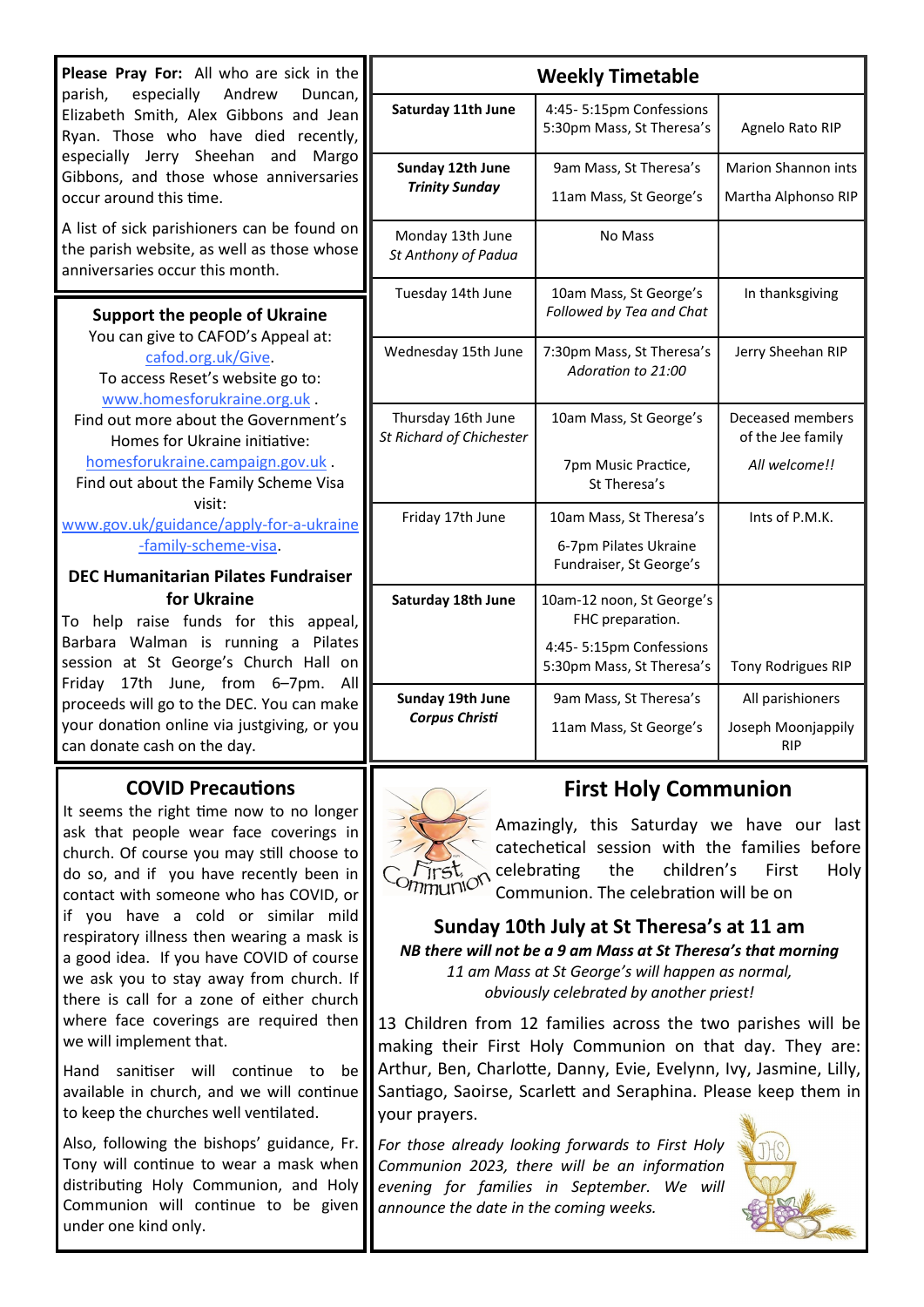**Please Pray For:** All who are sick in the parish, especially Andrew Duncan, Elizabeth Smith, Alex Gibbons and Jean Ryan. Those who have died recently, especially Jerry Sheehan and Margo Gibbons, and those whose anniversaries occur around this time.

A list of sick parishioners can be found on the parish website, as well as those whose anniversaries occur this month.

## Support the people of Ukraine

You can give to CAFOD's Appeal at: cafod.org.uk/Give.
To access Reset's website go to: www.homesforukraine.org.uk .
Find out more about the Government's Homes for Ukraine initiative: homesforukraine.campaign.gov.uk .
Find out about the Family Scheme Visa visit: www.gov.uk/guidance/apply-for-a-ukraine-family-scheme-visa.

### DEC Humanitarian Pilates Fundraiser for Ukraine

To help raise funds for this appeal, Barbara Walman is running a Pilates session at St George's Church Hall on Friday 17th June, from 6–7pm. All proceeds will go to the DEC. You can make your donation online via justgiving, or you can donate cash on the day.

## COVID Precautions

It seems the right time now to no longer ask that people wear face coverings in church. Of course you may still choose to do so, and if you have recently been in contact with someone who has COVID, or if you have a cold or similar mild respiratory illness then wearing a mask is a good idea. If you have COVID of course we ask you to stay away from church. If there is call for a zone of either church where face coverings are required then we will implement that.

Hand sanitiser will continue to be available in church, and we will continue to keep the churches well ventilated.

Also, following the bishops' guidance, Fr. Tony will continue to wear a mask when distributing Holy Communion, and Holy Communion will continue to be given under one kind only.

## Weekly Timetable

| | | |
|---|---|---|
| **Saturday 11th June** | 4:45- 5:15pm Confessions<br>5:30pm Mass, St Theresa's | Agnelo Rato RIP |
| **Sunday 12th June**<br>***Trinity Sunday*** | 9am Mass, St Theresa's<br>11am Mass, St George's | Marion Shannon ints<br>Martha Alphonso RIP |
| Monday 13th June<br>*St Anthony of Padua* | No Mass | |
| Tuesday 14th June | 10am Mass, St George's<br>*Followed by Tea and Chat* | In thanksgiving |
| Wednesday 15th June | 7:30pm Mass, St Theresa's<br>*Adoration to 21:00* | Jerry Sheehan RIP |
| Thursday 16th June<br>*St Richard of Chichester* | 10am Mass, St George's<br>7pm Music Practice, St Theresa's | Deceased members of the Jee family<br>*All welcome!!* |
| Friday 17th June | 10am Mass, St Theresa's<br>6-7pm Pilates Ukraine Fundraiser, St George's | Ints of P.M.K. |
| **Saturday 18th June** | 10am-12 noon, St George's FHC preparation.<br>4:45- 5:15pm Confessions<br>5:30pm Mass, St Theresa's | Tony Rodrigues RIP |
| **Sunday 19th June**<br>***Corpus Christi*** | 9am Mass, St Theresa's<br>11am Mass, St George's | All parishioners<br>Joseph Moonjappily RIP |

## First Holy Communion

Amazingly, this Saturday we have our last catechetical session with the families before celebrating the children's First Holy Communion. The celebration will be on

### Sunday 10th July at St Theresa's at 11 am

***NB there will not be a 9 am Mass at St Theresa's that morning***

*11 am Mass at St George's will happen as normal, obviously celebrated by another priest!*

13 Children from 12 families across the two parishes will be making their First Holy Communion on that day. They are: Arthur, Ben, Charlotte, Danny, Evie, Evelynn, Ivy, Jasmine, Lilly, Santiago, Saoirse, Scarlett and Seraphina. Please keep them in your prayers.

*For those already looking forwards to First Holy Communion 2023, there will be an information evening for families in September. We will announce the date in the coming weeks.*